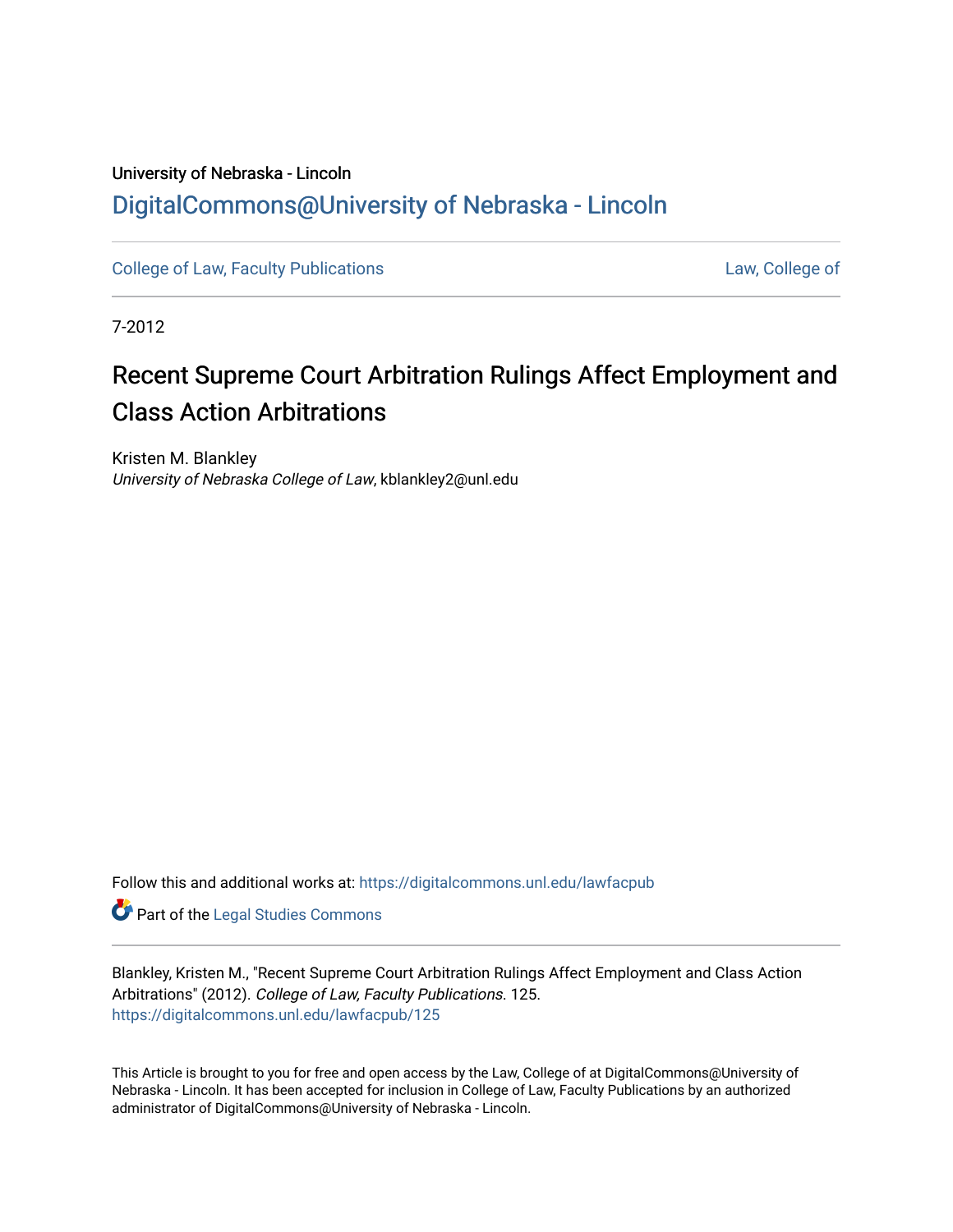University of Nebraska - Lincoln

## DigitalCommons@University of Nebraska - Lincoln

College of Law, Faculty Publications | Law, College of

7-2012

# Recent Supreme Court Arbitration Rulings Affect Employment and Class Action Arbitrations

Kristen M. Blankley
*University of Nebraska College of Law*, kblankley2@unl.edu

Follow this and additional works at: https://digitalcommons.unl.edu/lawfacpub

Part of the Legal Studies Commons

Blankley, Kristen M., "Recent Supreme Court Arbitration Rulings Affect Employment and Class Action Arbitrations" (2012). *College of Law, Faculty Publications*. 125.
https://digitalcommons.unl.edu/lawfacpub/125

This Article is brought to you for free and open access by the Law, College of at DigitalCommons@University of Nebraska - Lincoln. It has been accepted for inclusion in College of Law, Faculty Publications by an authorized administrator of DigitalCommons@University of Nebraska - Lincoln.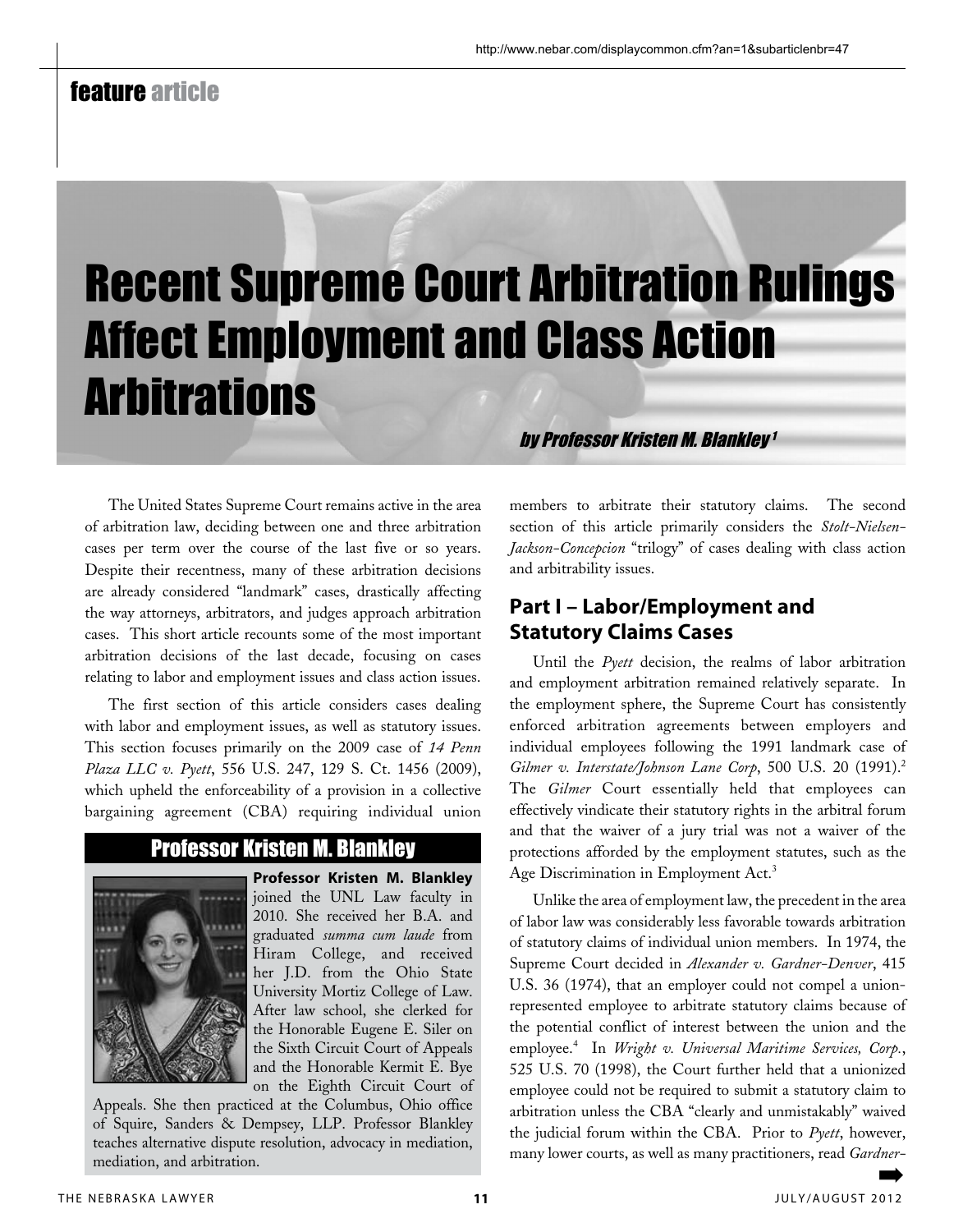# Recent Supreme Court Arbitration Rulings Affect Employment and Class Action Arbitrations

*by Professor Kristen M. Blankley[1]*

The United States Supreme Court remains active in the area of arbitration law, deciding between one and three arbitration cases per term over the course of the last five or so years. Despite their recentness, many of these arbitration decisions are already considered "landmark" cases, drastically affecting the way attorneys, arbitrators, and judges approach arbitration cases. This short article recounts some of the most important arbitration decisions of the last decade, focusing on cases relating to labor and employment issues and class action issues.

The first section of this article considers cases dealing with labor and employment issues, as well as statutory issues. This section focuses primarily on the 2009 case of *14 Penn Plaza LLC v. Pyett*, 556 U.S. 247, 129 S. Ct. 1456 (2009), which upheld the enforceability of a provision in a collective bargaining agreement (CBA) requiring individual union members to arbitrate their statutory claims. The second section of this article primarily considers the *Stolt-Nielsen-Jackson-Concepcion* "trilogy" of cases dealing with class action and arbitrability issues.

## Professor Kristen M. Blankley

**Professor Kristen M. Blankley** joined the UNL Law faculty in 2010. She received her B.A. and graduated *summa cum laude* from Hiram College, and received her J.D. from the Ohio State University Mortiz College of Law. After law school, she clerked for the Honorable Eugene E. Siler on the Sixth Circuit Court of Appeals and the Honorable Kermit E. Bye on the Eighth Circuit Court of Appeals. She then practiced at the Columbus, Ohio office of Squire, Sanders & Dempsey, LLP. Professor Blankley teaches alternative dispute resolution, advocacy in mediation, mediation, and arbitration.

## Part I – Labor/Employment and Statutory Claims Cases

Until the *Pyett* decision, the realms of labor arbitration and employment arbitration remained relatively separate. In the employment sphere, the Supreme Court has consistently enforced arbitration agreements between employers and individual employees following the 1991 landmark case of *Gilmer v. Interstate/Johnson Lane Corp*, 500 U.S. 20 (1991).[2] The *Gilmer* Court essentially held that employees can effectively vindicate their statutory rights in the arbitral forum and that the waiver of a jury trial was not a waiver of the protections afforded by the employment statutes, such as the Age Discrimination in Employment Act.[3]

Unlike the area of employment law, the precedent in the area of labor law was considerably less favorable towards arbitration of statutory claims of individual union members. In 1974, the Supreme Court decided in *Alexander v. Gardner-Denver*, 415 U.S. 36 (1974), that an employer could not compel a union-represented employee to arbitrate statutory claims because of the potential conflict of interest between the union and the employee.[4] In *Wright v. Universal Maritime Services, Corp.*, 525 U.S. 70 (1998), the Court further held that a unionized employee could not be required to submit a statutory claim to arbitration unless the CBA "clearly and unmistakably" waived the judicial forum within the CBA. Prior to *Pyett*, however, many lower courts, as well as many practitioners, read *Gardner-*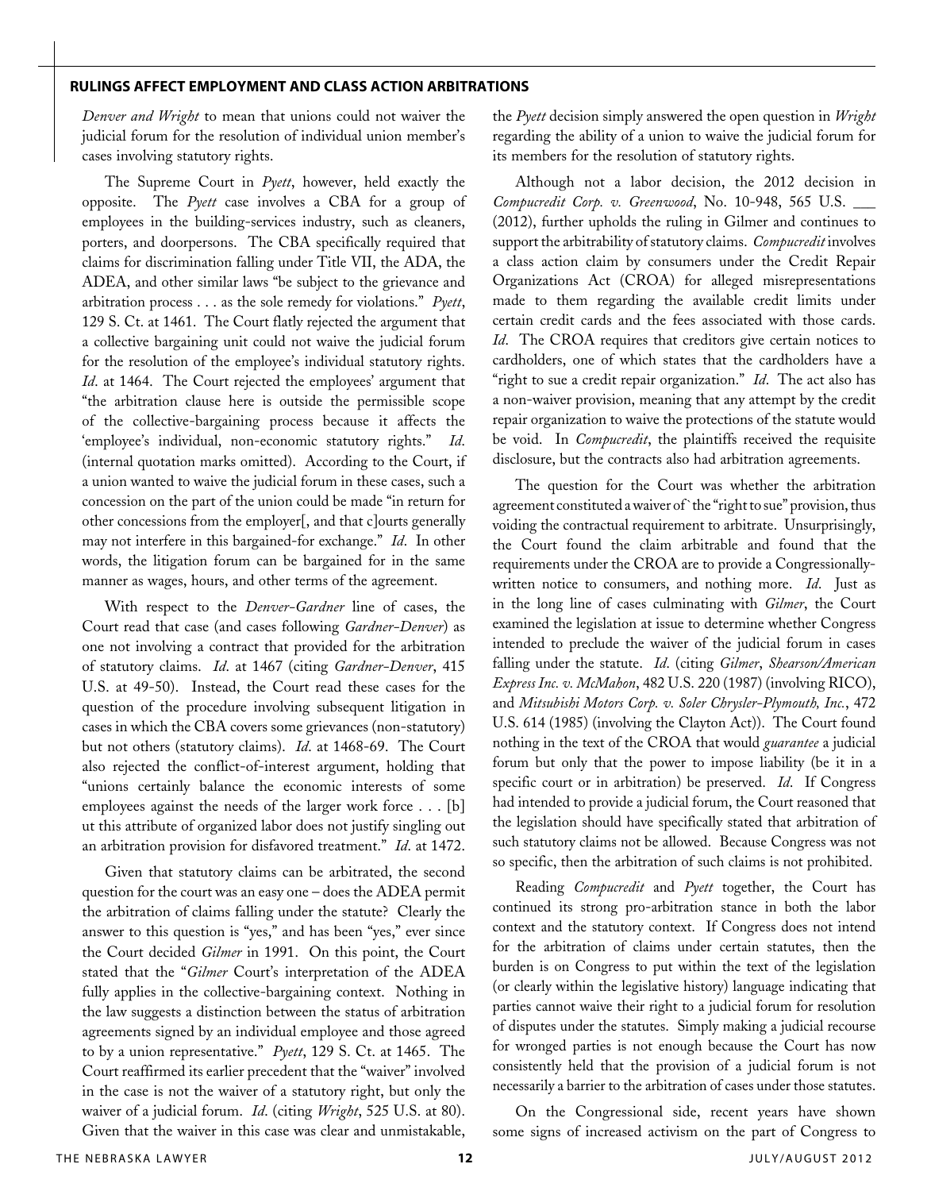*Denver and Wright* to mean that unions could not waiver the judicial forum for the resolution of individual union member's cases involving statutory rights.

The Supreme Court in *Pyett*, however, held exactly the opposite. The *Pyett* case involves a CBA for a group of employees in the building-services industry, such as cleaners, porters, and doorpersons. The CBA specifically required that claims for discrimination falling under Title VII, the ADA, the ADEA, and other similar laws "be subject to the grievance and arbitration process . . . as the sole remedy for violations." *Pyett*, 129 S. Ct. at 1461. The Court flatly rejected the argument that a collective bargaining unit could not waive the judicial forum for the resolution of the employee's individual statutory rights. *Id*. at 1464. The Court rejected the employees' argument that "the arbitration clause here is outside the permissible scope of the collective-bargaining process because it affects the 'employee's individual, non-economic statutory rights." *Id*. (internal quotation marks omitted). According to the Court, if a union wanted to waive the judicial forum in these cases, such a concession on the part of the union could be made "in return for other concessions from the employer[, and that c]ourts generally may not interfere in this bargained-for exchange." *Id*. In other words, the litigation forum can be bargained for in the same manner as wages, hours, and other terms of the agreement.

With respect to the *Denver-Gardner* line of cases, the Court read that case (and cases following *Gardner-Denver*) as one not involving a contract that provided for the arbitration of statutory claims. *Id*. at 1467 (citing *Gardner-Denver*, 415 U.S. at 49-50). Instead, the Court read these cases for the question of the procedure involving subsequent litigation in cases in which the CBA covers some grievances (non-statutory) but not others (statutory claims). *Id*. at 1468-69. The Court also rejected the conflict-of-interest argument, holding that "unions certainly balance the economic interests of some employees against the needs of the larger work force . . . [b] ut this attribute of organized labor does not justify singling out an arbitration provision for disfavored treatment." *Id*. at 1472.

Given that statutory claims can be arbitrated, the second question for the court was an easy one – does the ADEA permit the arbitration of claims falling under the statute? Clearly the answer to this question is "yes," and has been "yes," ever since the Court decided *Gilmer* in 1991. On this point, the Court stated that the "*Gilmer* Court's interpretation of the ADEA fully applies in the collective-bargaining context. Nothing in the law suggests a distinction between the status of arbitration agreements signed by an individual employee and those agreed to by a union representative." *Pyett*, 129 S. Ct. at 1465. The Court reaffirmed its earlier precedent that the "waiver" involved in the case is not the waiver of a statutory right, but only the waiver of a judicial forum. *Id*. (citing *Wright*, 525 U.S. at 80). Given that the waiver in this case was clear and unmistakable, the *Pyett* decision simply answered the open question in *Wright* regarding the ability of a union to waive the judicial forum for its members for the resolution of statutory rights.

Although not a labor decision, the 2012 decision in *Compucredit Corp. v. Greenwood*, No. 10-948, 565 U.S. ___ (2012), further upholds the ruling in Gilmer and continues to support the arbitrability of statutory claims. *Compucredit* involves a class action claim by consumers under the Credit Repair Organizations Act (CROA) for alleged misrepresentations made to them regarding the available credit limits under certain credit cards and the fees associated with those cards. *Id*. The CROA requires that creditors give certain notices to cardholders, one of which states that the cardholders have a "right to sue a credit repair organization." *Id*. The act also has a non-waiver provision, meaning that any attempt by the credit repair organization to waive the protections of the statute would be void. In *Compucredit*, the plaintiffs received the requisite disclosure, but the contracts also had arbitration agreements.

The question for the Court was whether the arbitration agreement constituted a waiver of`the "right to sue" provision, thus voiding the contractual requirement to arbitrate. Unsurprisingly, the Court found the claim arbitrable and found that the requirements under the CROA are to provide a Congressionally-written notice to consumers, and nothing more. *Id*. Just as in the long line of cases culminating with *Gilmer*, the Court examined the legislation at issue to determine whether Congress intended to preclude the waiver of the judicial forum in cases falling under the statute. *Id*. (citing *Gilmer*, *Shearson/American Express Inc. v. McMahon*, 482 U.S. 220 (1987) (involving RICO), and *Mitsubishi Motors Corp. v. Soler Chrysler-Plymouth, Inc.*, 472 U.S. 614 (1985) (involving the Clayton Act)). The Court found nothing in the text of the CROA that would *guarantee* a judicial forum but only that the power to impose liability (be it in a specific court or in arbitration) be preserved. *Id*. If Congress had intended to provide a judicial forum, the Court reasoned that the legislation should have specifically stated that arbitration of such statutory claims not be allowed. Because Congress was not so specific, then the arbitration of such claims is not prohibited.

Reading *Compucredit* and *Pyett* together, the Court has continued its strong pro-arbitration stance in both the labor context and the statutory context. If Congress does not intend for the arbitration of claims under certain statutes, then the burden is on Congress to put within the text of the legislation (or clearly within the legislative history) language indicating that parties cannot waive their right to a judicial forum for resolution of disputes under the statutes. Simply making a judicial recourse for wronged parties is not enough because the Court has now consistently held that the provision of a judicial forum is not necessarily a barrier to the arbitration of cases under those statutes.

On the Congressional side, recent years have shown some signs of increased activism on the part of Congress to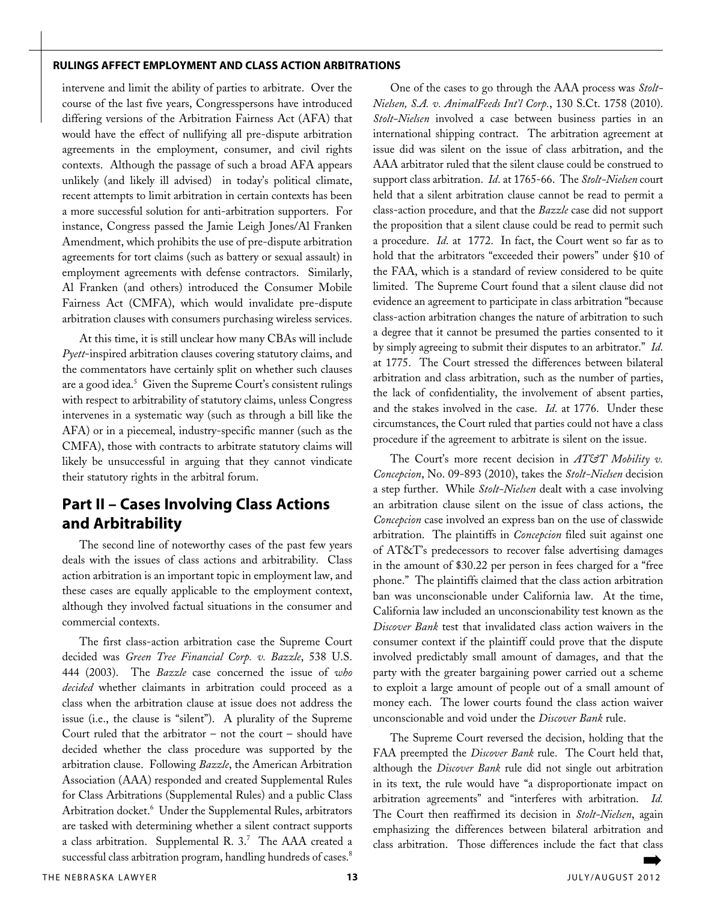intervene and limit the ability of parties to arbitrate. Over the course of the last five years, Congresspersons have introduced differing versions of the Arbitration Fairness Act (AFA) that would have the effect of nullifying all pre-dispute arbitration agreements in the employment, consumer, and civil rights contexts. Although the passage of such a broad AFA appears unlikely (and likely ill advised) in today's political climate, recent attempts to limit arbitration in certain contexts has been a more successful solution for anti-arbitration supporters. For instance, Congress passed the Jamie Leigh Jones/Al Franken Amendment, which prohibits the use of pre-dispute arbitration agreements for tort claims (such as battery or sexual assault) in employment agreements with defense contractors. Similarly, Al Franken (and others) introduced the Consumer Mobile Fairness Act (CMFA), which would invalidate pre-dispute arbitration clauses with consumers purchasing wireless services.

At this time, it is still unclear how many CBAs will include *Pyett*-inspired arbitration clauses covering statutory claims, and the commentators have certainly split on whether such clauses are a good idea.[5] Given the Supreme Court's consistent rulings with respect to arbitrability of statutory claims, unless Congress intervenes in a systematic way (such as through a bill like the AFA) or in a piecemeal, industry-specific manner (such as the CMFA), those with contracts to arbitrate statutory claims will likely be unsuccessful in arguing that they cannot vindicate their statutory rights in the arbitral forum.

## Part II – Cases Involving Class Actions and Arbitrability

The second line of noteworthy cases of the past few years deals with the issues of class actions and arbitrability. Class action arbitration is an important topic in employment law, and these cases are equally applicable to the employment context, although they involved factual situations in the consumer and commercial contexts.

The first class-action arbitration case the Supreme Court decided was *Green Tree Financial Corp. v. Bazzle*, 538 U.S. 444 (2003). The *Bazzle* case concerned the issue of *who decided* whether claimants in arbitration could proceed as a class when the arbitration clause at issue does not address the issue (i.e., the clause is "silent"). A plurality of the Supreme Court ruled that the arbitrator – not the court – should have decided whether the class procedure was supported by the arbitration clause. Following *Bazzle*, the American Arbitration Association (AAA) responded and created Supplemental Rules for Class Arbitrations (Supplemental Rules) and a public Class Arbitration docket.[6] Under the Supplemental Rules, arbitrators are tasked with determining whether a silent contract supports a class arbitration. Supplemental R. 3.[7] The AAA created a successful class arbitration program, handling hundreds of cases.[8]

One of the cases to go through the AAA process was *Stolt-Nielsen, S.A. v. AnimalFeeds Int'l Corp.*, 130 S.Ct. 1758 (2010). *Stolt-Nielsen* involved a case between business parties in an international shipping contract. The arbitration agreement at issue did was silent on the issue of class arbitration, and the AAA arbitrator ruled that the silent clause could be construed to support class arbitration. *Id*. at 1765-66. The *Stolt-Nielsen* court held that a silent arbitration clause cannot be read to permit a class-action procedure, and that the *Bazzle* case did not support the proposition that a silent clause could be read to permit such a procedure. *Id*. at 1772. In fact, the Court went so far as to hold that the arbitrators "exceeded their powers" under §10 of the FAA, which is a standard of review considered to be quite limited. The Supreme Court found that a silent clause did not evidence an agreement to participate in class arbitration "because class-action arbitration changes the nature of arbitration to such a degree that it cannot be presumed the parties consented to it by simply agreeing to submit their disputes to an arbitrator." *Id*. at 1775. The Court stressed the differences between bilateral arbitration and class arbitration, such as the number of parties, the lack of confidentiality, the involvement of absent parties, and the stakes involved in the case. *Id*. at 1776. Under these circumstances, the Court ruled that parties could not have a class procedure if the agreement to arbitrate is silent on the issue.

The Court's more recent decision in *AT&T Mobility v. Concepcion*, No. 09-893 (2010), takes the *Stolt-Nielsen* decision a step further. While *Stolt-Nielsen* dealt with a case involving an arbitration clause silent on the issue of class actions, the *Concepcion* case involved an express ban on the use of classwide arbitration. The plaintiffs in *Concepcion* filed suit against one of AT&T's predecessors to recover false advertising damages in the amount of $30.22 per person in fees charged for a "free phone." The plaintiffs claimed that the class action arbitration ban was unconscionable under California law. At the time, California law included an unconscionability test known as the *Discover Bank* test that invalidated class action waivers in the consumer context if the plaintiff could prove that the dispute involved predictably small amount of damages, and that the party with the greater bargaining power carried out a scheme to exploit a large amount of people out of a small amount of money each. The lower courts found the class action waiver unconscionable and void under the *Discover Bank* rule.

The Supreme Court reversed the decision, holding that the FAA preempted the *Discover Bank* rule. The Court held that, although the *Discover Bank* rule did not single out arbitration in its text, the rule would have "a disproportionate impact on arbitration agreements" and "interferes with arbitration. *Id.* The Court then reaffirmed its decision in *Stolt-Nielsen*, again emphasizing the differences between bilateral arbitration and class arbitration. Those differences include the fact that class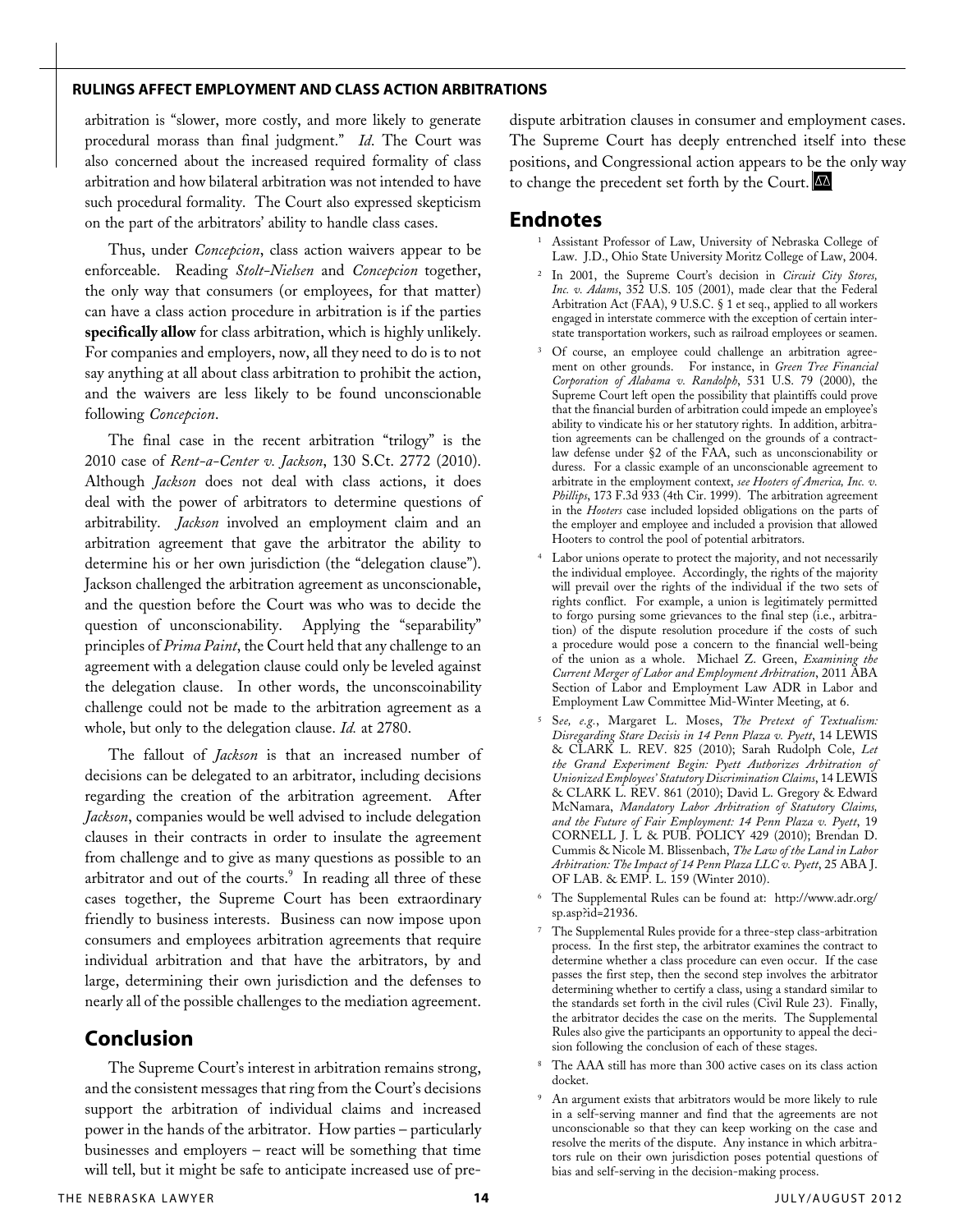arbitration is "slower, more costly, and more likely to generate procedural morass than final judgment." *Id*. The Court was also concerned about the increased required formality of class arbitration and how bilateral arbitration was not intended to have such procedural formality. The Court also expressed skepticism on the part of the arbitrators' ability to handle class cases.

Thus, under *Concepcion*, class action waivers appear to be enforceable. Reading *Stolt-Nielsen* and *Concepcion* together, the only way that consumers (or employees, for that matter) can have a class action procedure in arbitration is if the parties **specifically allow** for class arbitration, which is highly unlikely. For companies and employers, now, all they need to do is to not say anything at all about class arbitration to prohibit the action, and the waivers are less likely to be found unconscionable following *Concepcion*.

The final case in the recent arbitration "trilogy" is the 2010 case of *Rent-a-Center v. Jackson*, 130 S.Ct. 2772 (2010). Although *Jackson* does not deal with class actions, it does deal with the power of arbitrators to determine questions of arbitrability. *Jackson* involved an employment claim and an arbitration agreement that gave the arbitrator the ability to determine his or her own jurisdiction (the "delegation clause"). Jackson challenged the arbitration agreement as unconscionable, and the question before the Court was who was to decide the question of unconscionability. Applying the "separability" principles of *Prima Paint*, the Court held that any challenge to an agreement with a delegation clause could only be leveled against the delegation clause. In other words, the unconscoinability challenge could not be made to the arbitration agreement as a whole, but only to the delegation clause. *Id.* at 2780.

The fallout of *Jackson* is that an increased number of decisions can be delegated to an arbitrator, including decisions regarding the creation of the arbitration agreement. After *Jackson*, companies would be well advised to include delegation clauses in their contracts in order to insulate the agreement from challenge and to give as many questions as possible to an arbitrator and out of the courts.[9] In reading all three of these cases together, the Supreme Court has been extraordinary friendly to business interests. Business can now impose upon consumers and employees arbitration agreements that require individual arbitration and that have the arbitrators, by and large, determining their own jurisdiction and the defenses to nearly all of the possible challenges to the mediation agreement.

## Conclusion

The Supreme Court's interest in arbitration remains strong, and the consistent messages that ring from the Court's decisions support the arbitration of individual claims and increased power in the hands of the arbitrator. How parties – particularly businesses and employers – react will be something that time will tell, but it might be safe to anticipate increased use of pre-dispute arbitration clauses in consumer and employment cases. The Supreme Court has deeply entrenched itself into these positions, and Congressional action appears to be the only way to change the precedent set forth by the Court.

## Endnotes

1. Assistant Professor of Law, University of Nebraska College of Law. J.D., Ohio State University Moritz College of Law, 2004.
2. In 2001, the Supreme Court's decision in *Circuit City Stores, Inc. v. Adams*, 352 U.S. 105 (2001), made clear that the Federal Arbitration Act (FAA), 9 U.S.C. § 1 et seq., applied to all workers engaged in interstate commerce with the exception of certain interstate transportation workers, such as railroad employees or seamen.
3. Of course, an employee could challenge an arbitration agreement on other grounds. For instance, in *Green Tree Financial Corporation of Alabama v. Randolph*, 531 U.S. 79 (2000), the Supreme Court left open the possibility that plaintiffs could prove that the financial burden of arbitration could impede an employee's ability to vindicate his or her statutory rights. In addition, arbitration agreements can be challenged on the grounds of a contract-law defense under §2 of the FAA, such as unconscionability or duress. For a classic example of an unconscionable agreement to arbitrate in the employment context, *see Hooters of America, Inc. v. Phillips*, 173 F.3d 933 (4th Cir. 1999). The arbitration agreement in the *Hooters* case included lopsided obligations on the parts of the employer and employee and included a provision that allowed Hooters to control the pool of potential arbitrators.
4. Labor unions operate to protect the majority, and not necessarily the individual employee. Accordingly, the rights of the majority will prevail over the rights of the individual if the two sets of rights conflict. For example, a union is legitimately permitted to forgo pursing some grievances to the final step (i.e., arbitration) of the dispute resolution procedure if the costs of such a procedure would pose a concern to the financial well-being of the union as a whole. Michael Z. Green, *Examining the Current Merger of Labor and Employment Arbitration*, 2011 ABA Section of Labor and Employment Law ADR in Labor and Employment Law Committee Mid-Winter Meeting, at 6.
5. S*ee, e.g.*, Margaret L. Moses, *The Pretext of Textualism: Disregarding Stare Decisis in 14 Penn Plaza v. Pyett*, 14 LEWIS & CLARK L. REV. 825 (2010); Sarah Rudolph Cole, *Let the Grand Experiment Begin: Pyett Authorizes Arbitration of Unionized Employees' Statutory Discrimination Claims*, 14 LEWIS & CLARK L. REV. 861 (2010); David L. Gregory & Edward McNamara, *Mandatory Labor Arbitration of Statutory Claims, and the Future of Fair Employment: 14 Penn Plaza v. Pyett*, 19 CORNELL J. L & PUB. POLICY 429 (2010); Brendan D. Cummis & Nicole M. Blissenbach, *The Law of the Land in Labor Arbitration: The Impact of 14 Penn Plaza LLC v. Pyett*, 25 ABA J. OF LAB. & EMP. L. 159 (Winter 2010).
6. The Supplemental Rules can be found at: http://www.adr.org/sp.asp?id=21936.
7. The Supplemental Rules provide for a three-step class-arbitration process. In the first step, the arbitrator examines the contract to determine whether a class procedure can even occur. If the case passes the first step, then the second step involves the arbitrator determining whether to certify a class, using a standard similar to the standards set forth in the civil rules (Civil Rule 23). Finally, the arbitrator decides the case on the merits. The Supplemental Rules also give the participants an opportunity to appeal the decision following the conclusion of each of these stages.
8. The AAA still has more than 300 active cases on its class action docket.
9. An argument exists that arbitrators would be more likely to rule in a self-serving manner and find that the agreements are not unconscionable so that they can keep working on the case and resolve the merits of the dispute. Any instance in which arbitrators rule on their own jurisdiction poses potential questions of bias and self-serving in the decision-making process.